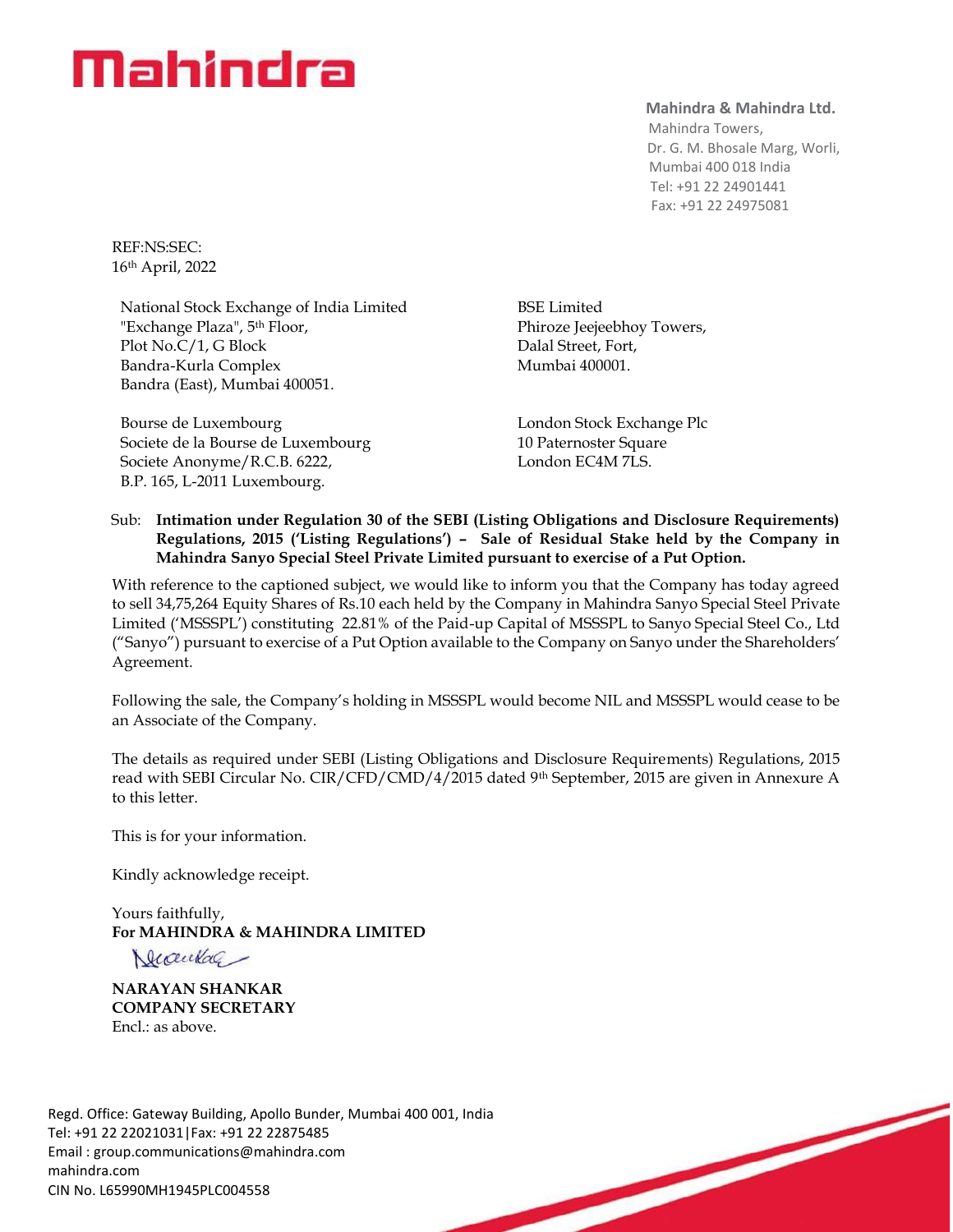# Mahindra

**Mahindra & Mahindra Ltd.**
Mahindra Towers,
Dr. G. M. Bhosale Marg, Worli,
Mumbai 400 018 India
Tel: +91 22 24901441
Fax: +91 22 24975081

REF:NS:SEC:
16th April, 2022

National Stock Exchange of India Limited
"Exchange Plaza", 5th Floor,
Plot No.C/1, G Block
Bandra-Kurla Complex
Bandra (East), Mumbai 400051.

BSE Limited
Phiroze Jeejeebhoy Towers,
Dalal Street, Fort,
Mumbai 400001.

Bourse de Luxembourg
Societe de la Bourse de Luxembourg
Societe Anonyme/R.C.B. 6222,
B.P. 165, L-2011 Luxembourg.

London Stock Exchange Plc
10 Paternoster Square
London EC4M 7LS.

Sub: **Intimation under Regulation 30 of the SEBI (Listing Obligations and Disclosure Requirements) Regulations, 2015 ('Listing Regulations') – Sale of Residual Stake held by the Company in Mahindra Sanyo Special Steel Private Limited pursuant to exercise of a Put Option.**

With reference to the captioned subject, we would like to inform you that the Company has today agreed to sell 34,75,264 Equity Shares of Rs.10 each held by the Company in Mahindra Sanyo Special Steel Private Limited ('MSSSPL') constituting 22.81% of the Paid-up Capital of MSSSPL to Sanyo Special Steel Co., Ltd ("Sanyo") pursuant to exercise of a Put Option available to the Company on Sanyo under the Shareholders' Agreement.

Following the sale, the Company's holding in MSSSPL would become NIL and MSSSPL would cease to be an Associate of the Company.

The details as required under SEBI (Listing Obligations and Disclosure Requirements) Regulations, 2015 read with SEBI Circular No. CIR/CFD/CMD/4/2015 dated 9th September, 2015 are given in Annexure A to this letter.

This is for your information.

Kindly acknowledge receipt.

Yours faithfully,
**For MAHINDRA & MAHINDRA LIMITED**

**NARAYAN SHANKAR**
**COMPANY SECRETARY**
Encl.: as above.

Regd. Office: Gateway Building, Apollo Bunder, Mumbai 400 001, India
Tel: +91 22 22021031|Fax: +91 22 22875485
Email : group.communications@mahindra.com
mahindra.com
CIN No. L65990MH1945PLC004558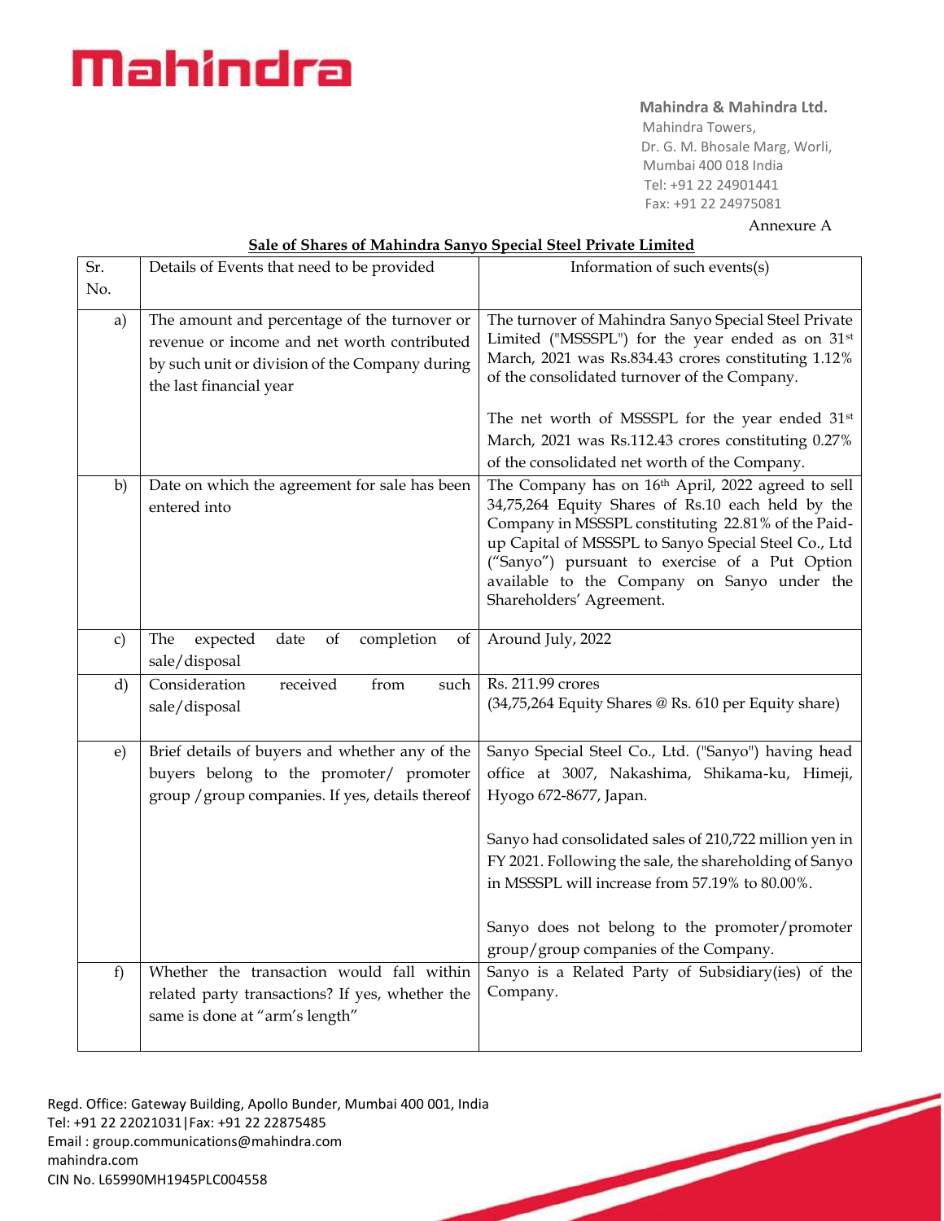**Mahindra & Mahindra Ltd.**
Mahindra Towers,
Dr. G. M. Bhosale Marg, Worli,
Mumbai 400 018 India
Tel: +91 22 24901441
Fax: +91 22 24975081

Annexure A

**Sale of Shares of Mahindra Sanyo Special Steel Private Limited**

| Sr. No. | Details of Events that need to be provided | Information of such events(s) |
|---|---|---|
| a) | The amount and percentage of the turnover or revenue or income and net worth contributed by such unit or division of the Company during the last financial year | The turnover of Mahindra Sanyo Special Steel Private Limited ("MSSSPL") for the year ended as on 31st March, 2021 was Rs.834.43 crores constituting 1.12% of the consolidated turnover of the Company.<br><br>The net worth of MSSSPL for the year ended 31st March, 2021 was Rs.112.43 crores constituting 0.27% of the consolidated net worth of the Company. |
| b) | Date on which the agreement for sale has been entered into | The Company has on 16th April, 2022 agreed to sell 34,75,264 Equity Shares of Rs.10 each held by the Company in MSSSPL constituting 22.81% of the Paid-up Capital of MSSSPL to Sanyo Special Steel Co., Ltd ("Sanyo") pursuant to exercise of a Put Option available to the Company on Sanyo under the Shareholders' Agreement. |
| c) | The expected date of completion of sale/disposal | Around July, 2022 |
| d) | Consideration received from such sale/disposal | Rs. 211.99 crores<br>(34,75,264 Equity Shares @ Rs. 610 per Equity share) |
| e) | Brief details of buyers and whether any of the buyers belong to the promoter/ promoter group /group companies. If yes, details thereof | Sanyo Special Steel Co., Ltd. ("Sanyo") having head office at 3007, Nakashima, Shikama-ku, Himeji, Hyogo 672-8677, Japan.<br><br>Sanyo had consolidated sales of 210,722 million yen in FY 2021. Following the sale, the shareholding of Sanyo in MSSSPL will increase from 57.19% to 80.00%.<br><br>Sanyo does not belong to the promoter/promoter group/group companies of the Company. |
| f) | Whether the transaction would fall within related party transactions? If yes, whether the same is done at "arm's length" | Sanyo is a Related Party of Subsidiary(ies) of the Company. |

Regd. Office: Gateway Building, Apollo Bunder, Mumbai 400 001, India
Tel: +91 22 22021031|Fax: +91 22 22875485
Email : group.communications@mahindra.com
mahindra.com
CIN No. L65990MH1945PLC004558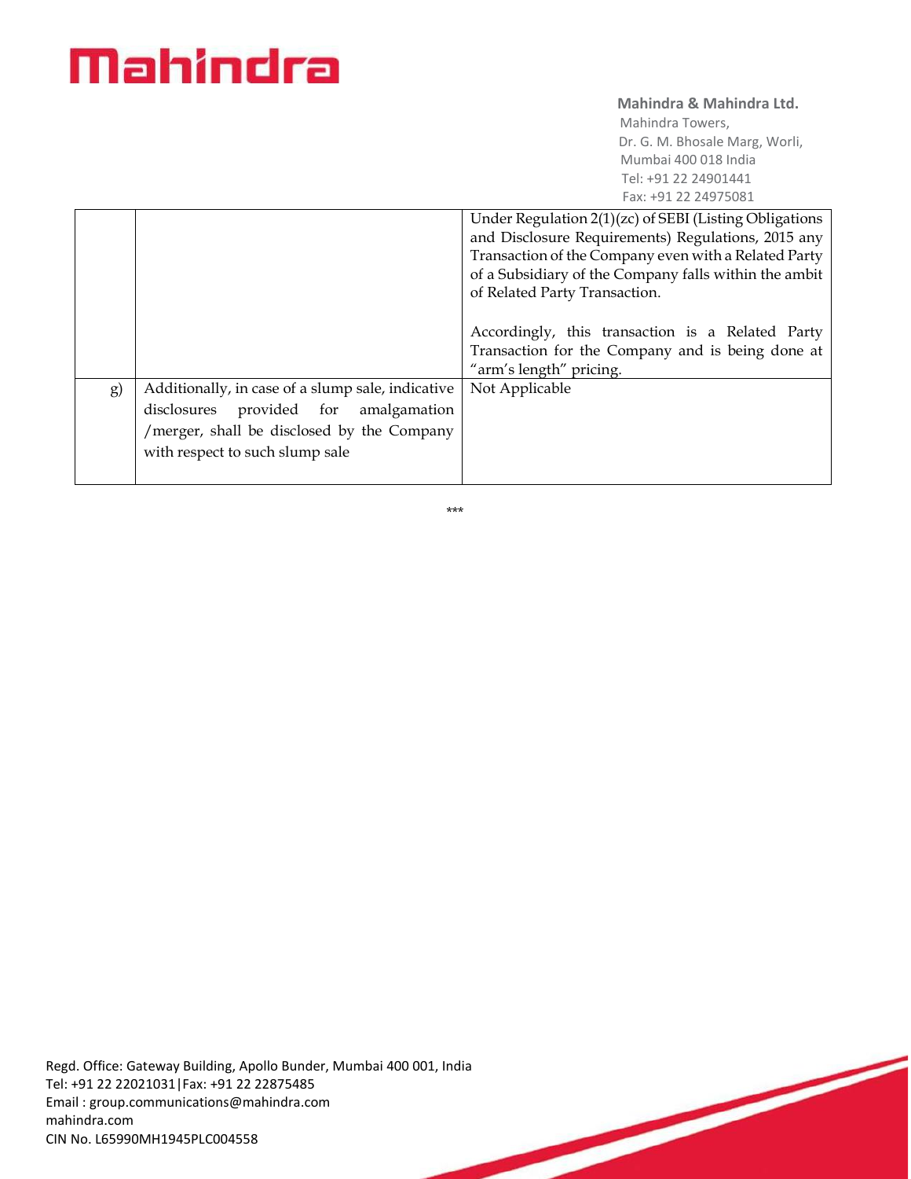| | | |
|---|---|---|
| | | Under Regulation 2(1)(zc) of SEBI (Listing Obligations and Disclosure Requirements) Regulations, 2015 any Transaction of the Company even with a Related Party of a Subsidiary of the Company falls within the ambit of Related Party Transaction.<br><br>Accordingly, this transaction is a Related Party Transaction for the Company and is being done at "arm's length" pricing. |
| g) | Additionally, in case of a slump sale, indicative disclosures provided for amalgamation /merger, shall be disclosed by the Company with respect to such slump sale | Not Applicable |

***